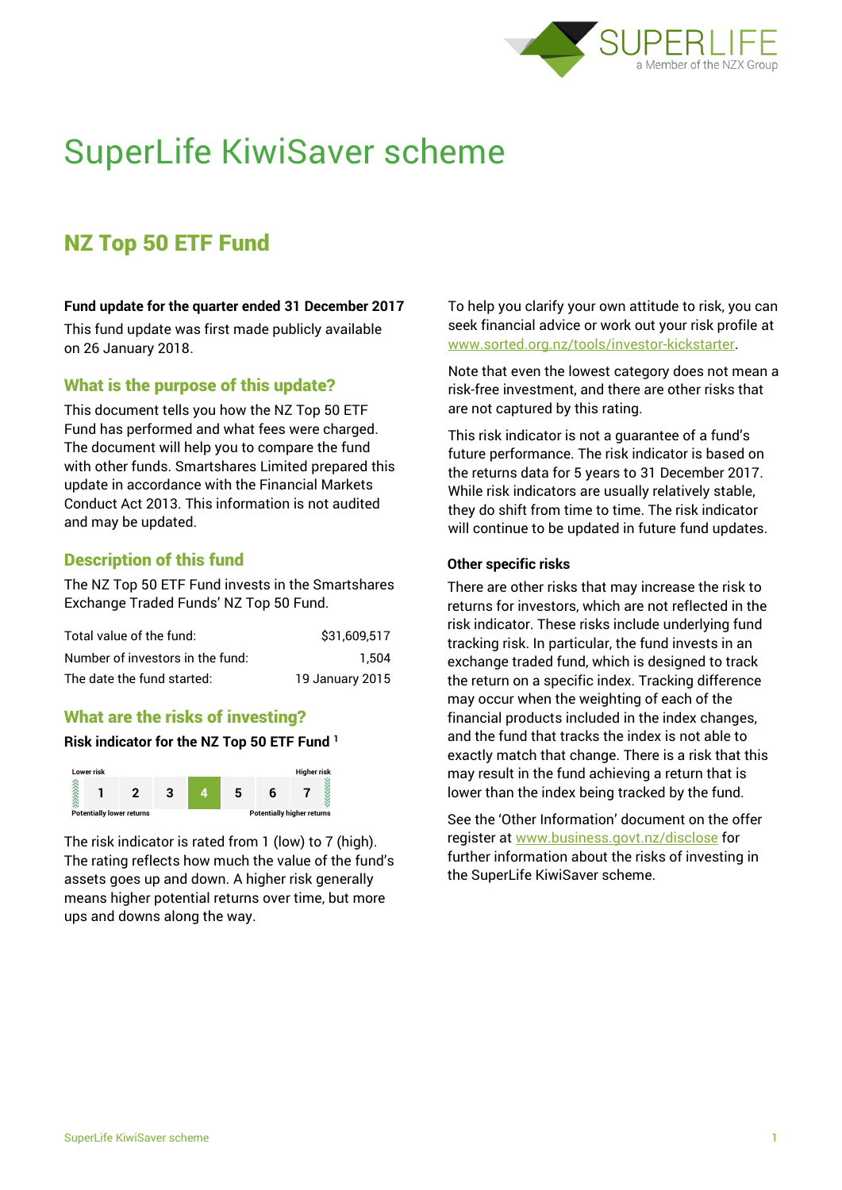# SuperLife KiwiSaver scheme

## NZ Top 50 ETF Fund

**Fund update for the quarter ended 31 December 2017**

This fund update was first made publicly available on 26 January 2018.

### What is the purpose of this update?

This document tells you how the NZ Top 50 ETF Fund has performed and what fees were charged. The document will help you to compare the fund with other funds. Smartshares Limited prepared this update in accordance with the Financial Markets Conduct Act 2013. This information is not audited and may be updated.

### Description of this fund

The NZ Top 50 ETF Fund invests in the Smartshares Exchange Traded Funds' NZ Top 50 Fund.

| | |
|---|---|
| Total value of the fund: | $31,609,517 |
| Number of investors in the fund: | 1,504 |
| The date the fund started: | 19 January 2015 |

### What are the risks of investing?

**Risk indicator for the NZ Top 50 ETF Fund [1]**

| Lower risk | | | | | | Higher risk |
|---|---|---|---|---|---|---|
| 1 | 2 | 3 | **4** | 5 | 6 | 7 |
| Potentially lower returns | | | | | | Potentially higher returns |

The risk indicator is rated from 1 (low) to 7 (high). The rating reflects how much the value of the fund's assets goes up and down. A higher risk generally means higher potential returns over time, but more ups and downs along the way.

To help you clarify your own attitude to risk, you can seek financial advice or work out your risk profile at www.sorted.org.nz/tools/investor-kickstarter.

Note that even the lowest category does not mean a risk-free investment, and there are other risks that are not captured by this rating.

This risk indicator is not a guarantee of a fund's future performance. The risk indicator is based on the returns data for 5 years to 31 December 2017. While risk indicators are usually relatively stable, they do shift from time to time. The risk indicator will continue to be updated in future fund updates.

**Other specific risks**

There are other risks that may increase the risk to returns for investors, which are not reflected in the risk indicator. These risks include underlying fund tracking risk. In particular, the fund invests in an exchange traded fund, which is designed to track the return on a specific index. Tracking difference may occur when the weighting of each of the financial products included in the index changes, and the fund that tracks the index is not able to exactly match that change. There is a risk that this may result in the fund achieving a return that is lower than the index being tracked by the fund.

See the 'Other Information' document on the offer register at www.business.govt.nz/disclose for further information about the risks of investing in the SuperLife KiwiSaver scheme.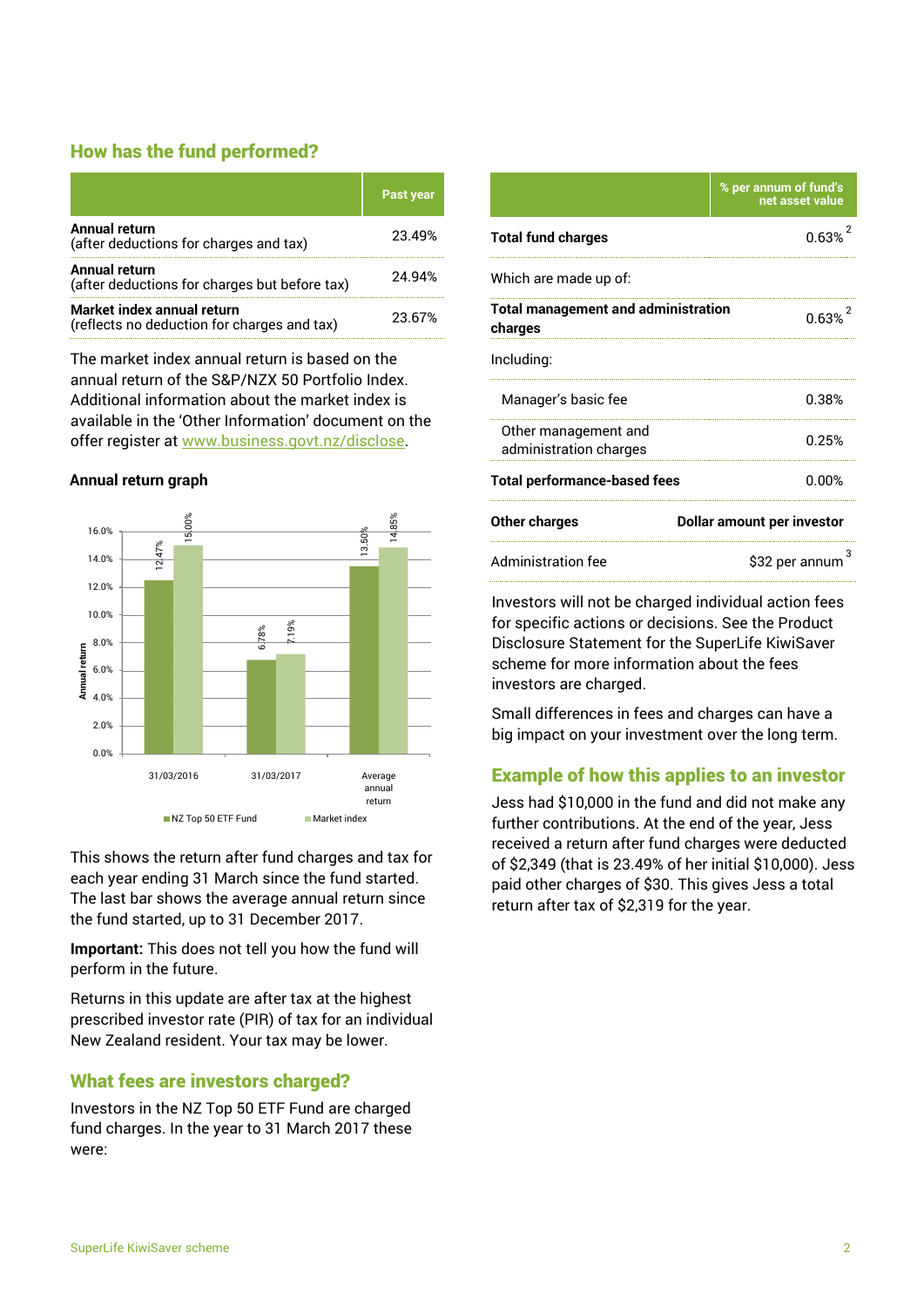## How has the fund performed?

| | Past year |
|---|---|
| **Annual return** (after deductions for charges and tax) | 23.49% |
| **Annual return** (after deductions for charges but before tax) | 24.94% |
| **Market index annual return** (reflects no deduction for charges and tax) | 23.67% |

The market index annual return is based on the annual return of the S&P/NZX 50 Portfolio Index. Additional information about the market index is available in the 'Other Information' document on the offer register at www.business.govt.nz/disclose.

### Annual return graph

| | NZ Top 50 ETF Fund | Market index |
|---|---|---|
| 31/03/2016 | 12.47% | 15.00% |
| 31/03/2017 | 6.78% | 7.19% |
| Average annual return | 13.50% | 14.85% |

This shows the return after fund charges and tax for each year ending 31 March since the fund started. The last bar shows the average annual return since the fund started, up to 31 December 2017.

**Important:** This does not tell you how the fund will perform in the future.

Returns in this update are after tax at the highest prescribed investor rate (PIR) of tax for an individual New Zealand resident. Your tax may be lower.

## What fees are investors charged?

Investors in the NZ Top 50 ETF Fund are charged fund charges. In the year to 31 March 2017 these were:

| | % per annum of fund's net asset value |
|---|---|
| **Total fund charges** | 0.63% [2] |
| Which are made up of: | |
| **Total management and administration charges** | 0.63% [2] |
| Including: | |
| Manager's basic fee | 0.38% |
| Other management and administration charges | 0.25% |
| **Total performance-based fees** | 0.00% |
| **Other charges** | **Dollar amount per investor** |
| Administration fee | $32 per annum [3] |

Investors will not be charged individual action fees for specific actions or decisions. See the Product Disclosure Statement for the SuperLife KiwiSaver scheme for more information about the fees investors are charged.

Small differences in fees and charges can have a big impact on your investment over the long term.

## Example of how this applies to an investor

Jess had $10,000 in the fund and did not make any further contributions. At the end of the year, Jess received a return after fund charges were deducted of $2,349 (that is 23.49% of her initial $10,000). Jess paid other charges of $30. This gives Jess a total return after tax of $2,319 for the year.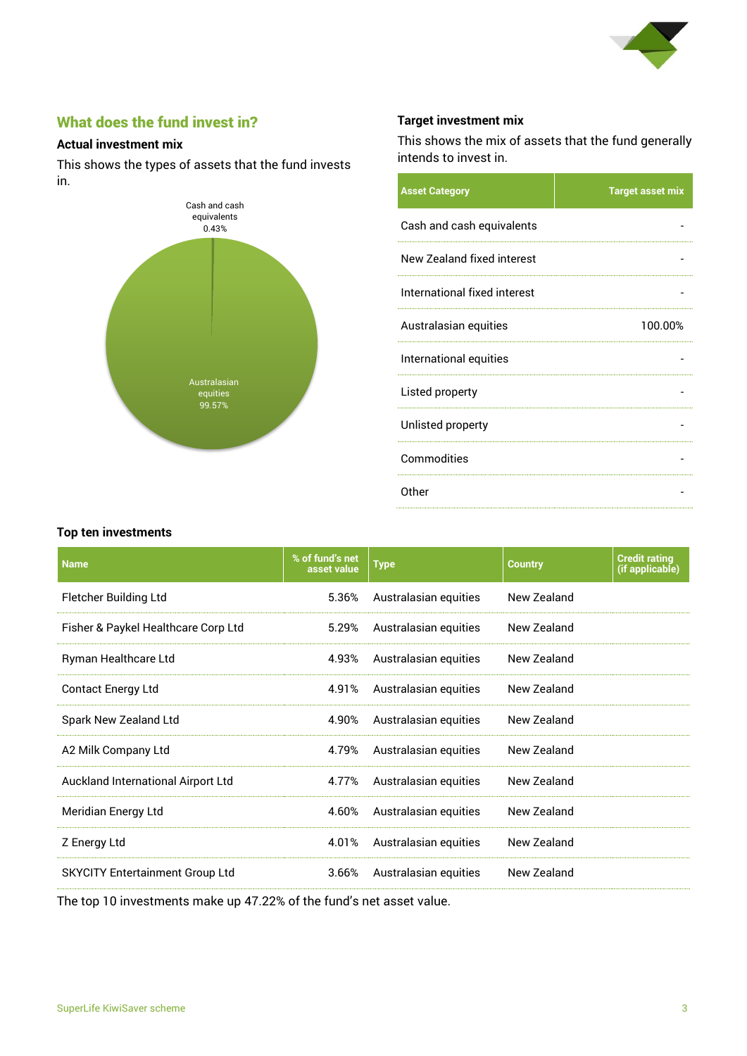## What does the fund invest in?

### Actual investment mix

This shows the types of assets that the fund invests in.

Cash and cash equivalents 0.43%

Australasian equities 99.57%

### Target investment mix

This shows the mix of assets that the fund generally intends to invest in.

| Asset Category | Target asset mix |
|---|---|
| Cash and cash equivalents | - |
| New Zealand fixed interest | - |
| International fixed interest | - |
| Australasian equities | 100.00% |
| International equities | - |
| Listed property | - |
| Unlisted property | - |
| Commodities | - |
| Other | - |

### Top ten investments

| Name | % of fund's net asset value | Type | Country | Credit rating (if applicable) |
|---|---|---|---|---|
| Fletcher Building Ltd | 5.36% | Australasian equities | New Zealand | |
| Fisher & Paykel Healthcare Corp Ltd | 5.29% | Australasian equities | New Zealand | |
| Ryman Healthcare Ltd | 4.93% | Australasian equities | New Zealand | |
| Contact Energy Ltd | 4.91% | Australasian equities | New Zealand | |
| Spark New Zealand Ltd | 4.90% | Australasian equities | New Zealand | |
| A2 Milk Company Ltd | 4.79% | Australasian equities | New Zealand | |
| Auckland International Airport Ltd | 4.77% | Australasian equities | New Zealand | |
| Meridian Energy Ltd | 4.60% | Australasian equities | New Zealand | |
| Z Energy Ltd | 4.01% | Australasian equities | New Zealand | |
| SKYCITY Entertainment Group Ltd | 3.66% | Australasian equities | New Zealand | |

The top 10 investments make up 47.22% of the fund's net asset value.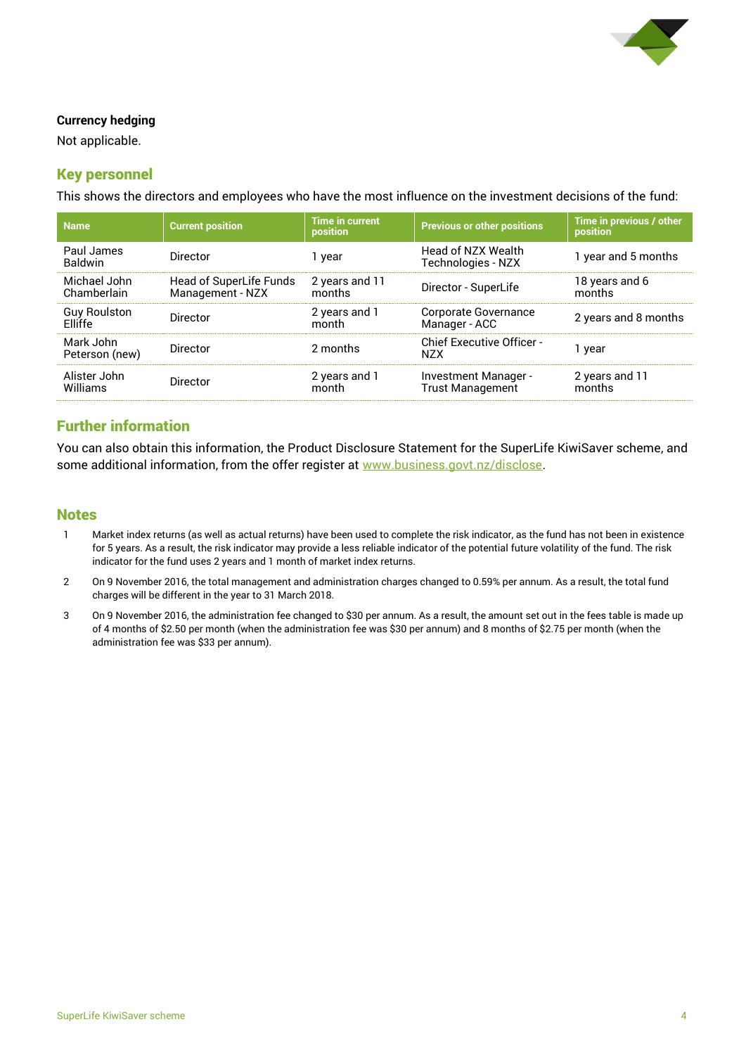**Currency hedging**

Not applicable.

## Key personnel

This shows the directors and employees who have the most influence on the investment decisions of the fund:

| Name | Current position | Time in current position | Previous or other positions | Time in previous / other position |
|---|---|---|---|---|
| Paul James Baldwin | Director | 1 year | Head of NZX Wealth Technologies - NZX | 1 year and 5 months |
| Michael John Chamberlain | Head of SuperLife Funds Management - NZX | 2 years and 11 months | Director - SuperLife | 18 years and 6 months |
| Guy Roulston Elliffe | Director | 2 years and 1 month | Corporate Governance Manager - ACC | 2 years and 8 months |
| Mark John Peterson (new) | Director | 2 months | Chief Executive Officer - NZX | 1 year |
| Alister John Williams | Director | 2 years and 1 month | Investment Manager - Trust Management | 2 years and 11 months |

## Further information

You can also obtain this information, the Product Disclosure Statement for the SuperLife KiwiSaver scheme, and some additional information, from the offer register at www.business.govt.nz/disclose.

## Notes

1. Market index returns (as well as actual returns) have been used to complete the risk indicator, as the fund has not been in existence for 5 years. As a result, the risk indicator may provide a less reliable indicator of the potential future volatility of the fund. The risk indicator for the fund uses 2 years and 1 month of market index returns.
2. On 9 November 2016, the total management and administration charges changed to 0.59% per annum. As a result, the total fund charges will be different in the year to 31 March 2018.
3. On 9 November 2016, the administration fee changed to $30 per annum. As a result, the amount set out in the fees table is made up of 4 months of $2.50 per month (when the administration fee was $30 per annum) and 8 months of $2.75 per month (when the administration fee was $33 per annum).